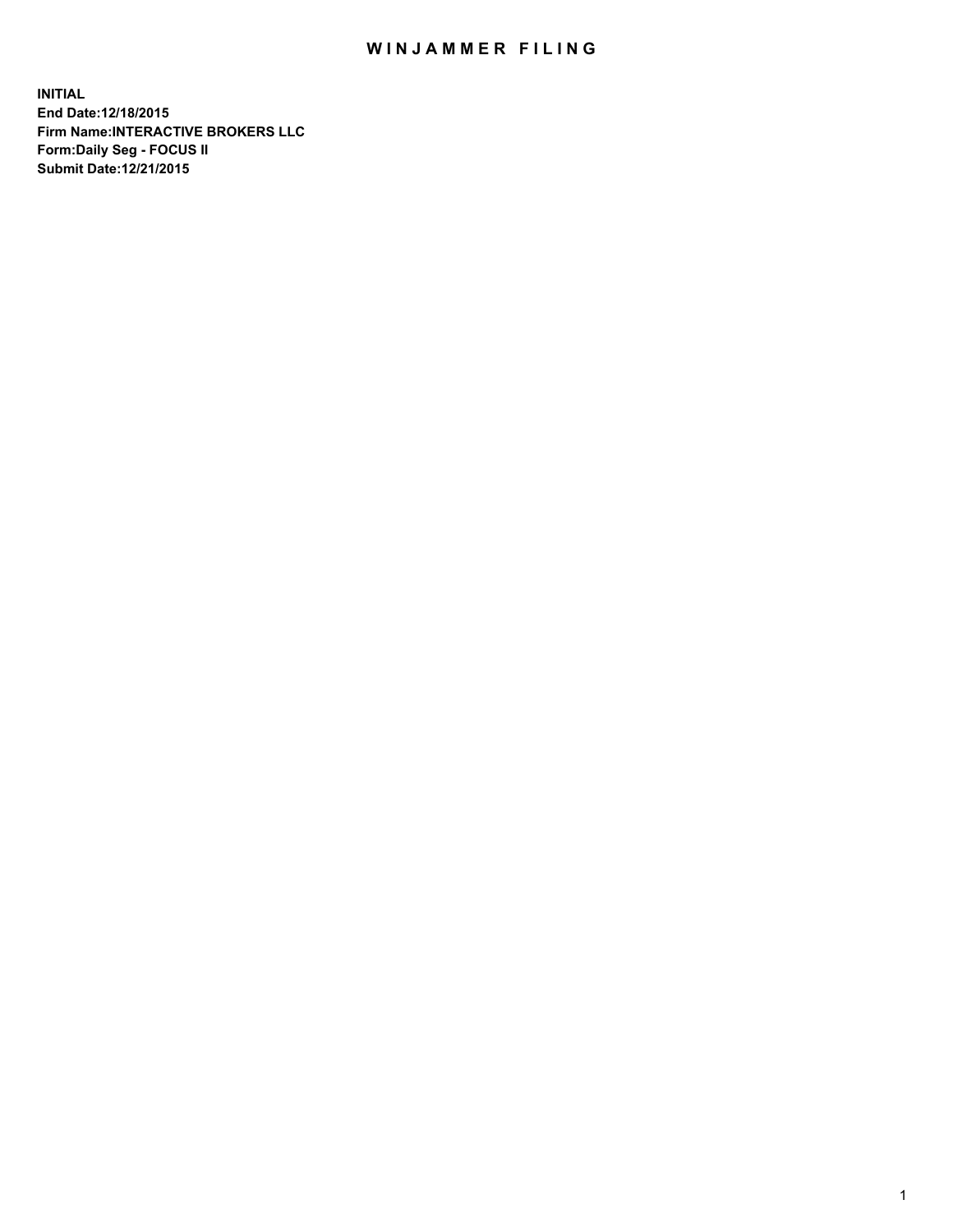# WINJAMMER FILING

**INITIAL**
**End Date:12/18/2015**
**Firm Name:INTERACTIVE BROKERS LLC**
**Form:Daily Seg - FOCUS II**
**Submit Date:12/21/2015**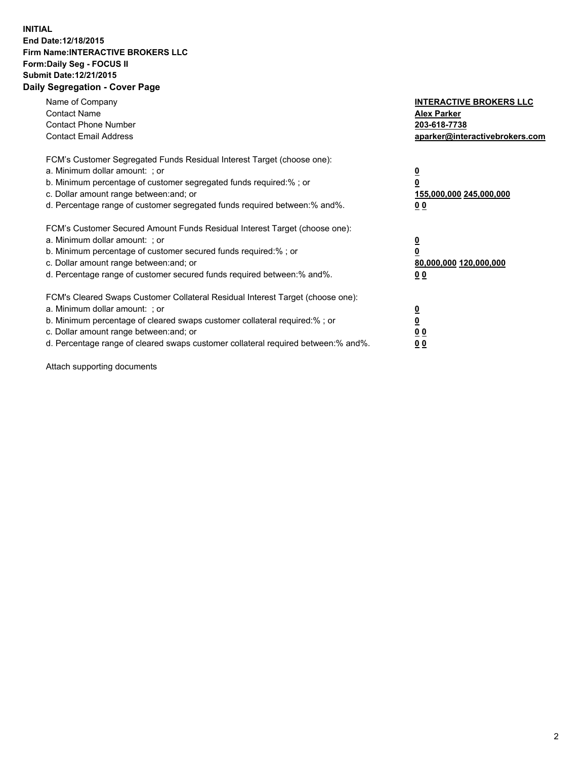**INITIAL**
**End Date:12/18/2015**
**Firm Name:INTERACTIVE BROKERS LLC**
**Form:Daily Seg - FOCUS II**
**Submit Date:12/21/2015**

## Daily Segregation - Cover Page

| | |
|---|---|
| Name of Company | **INTERACTIVE BROKERS LLC** |
| Contact Name | **Alex Parker** |
| Contact Phone Number | **203-618-7738** |
| Contact Email Address | **aparker@interactivebrokers.com** |

FCM's Customer Segregated Funds Residual Interest Target (choose one):

| | |
|---|---|
| a. Minimum dollar amount: ; or | **0** |
| b. Minimum percentage of customer segregated funds required:% ; or | **0** |
| c. Dollar amount range between:and; or | **155,000,000 245,000,000** |
| d. Percentage range of customer segregated funds required between:% and%. | **0 0** |

FCM's Customer Secured Amount Funds Residual Interest Target (choose one):

| | |
|---|---|
| a. Minimum dollar amount: ; or | **0** |
| b. Minimum percentage of customer secured funds required:% ; or | **0** |
| c. Dollar amount range between:and; or | **80,000,000 120,000,000** |
| d. Percentage range of customer secured funds required between:% and%. | **0 0** |

FCM's Cleared Swaps Customer Collateral Residual Interest Target (choose one):

| | |
|---|---|
| a. Minimum dollar amount: ; or | **0** |
| b. Minimum percentage of cleared swaps customer collateral required:% ; or | **0** |
| c. Dollar amount range between:and; or | **0 0** |
| d. Percentage range of cleared swaps customer collateral required between:% and%. | **0 0** |

Attach supporting documents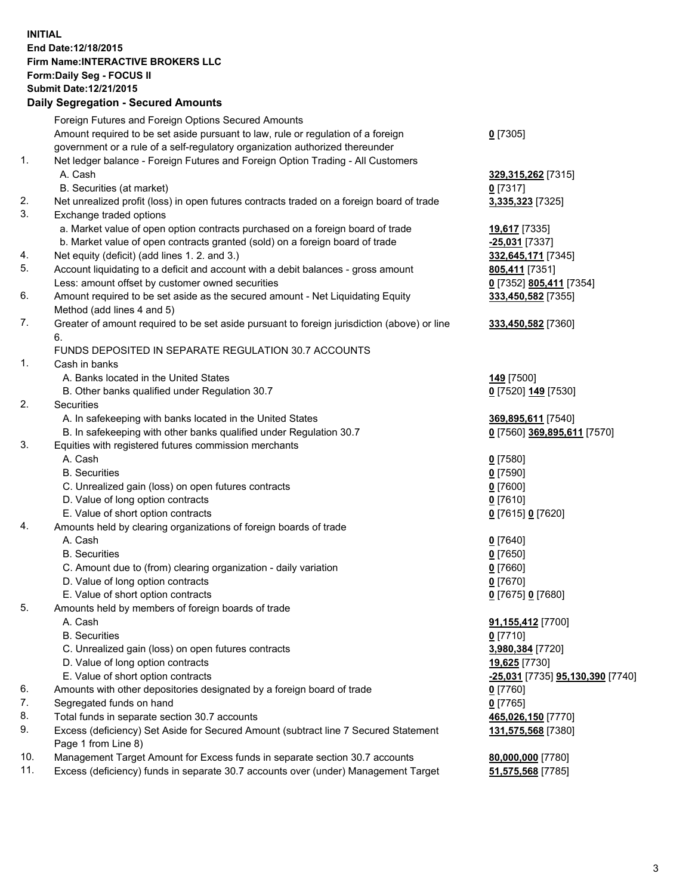**INITIAL**
**End Date:12/18/2015**
**Firm Name:INTERACTIVE BROKERS LLC**
**Form:Daily Seg - FOCUS II**
**Submit Date:12/21/2015**

### Daily Segregation - Secured Amounts

| | | |
|---|---|---|
| | Foreign Futures and Foreign Options Secured Amounts | |
| | Amount required to be set aside pursuant to law, rule or regulation of a foreign government or a rule of a self-regulatory organization authorized thereunder | **0** [7305] |
| 1. | Net ledger balance - Foreign Futures and Foreign Option Trading - All Customers | |
| | A. Cash | **329,315,262** [7315] |
| | B. Securities (at market) | **0** [7317] |
| 2. | Net unrealized profit (loss) in open futures contracts traded on a foreign board of trade | **3,335,323** [7325] |
| 3. | Exchange traded options | |
| | a. Market value of open option contracts purchased on a foreign board of trade | **19,617** [7335] |
| | b. Market value of open contracts granted (sold) on a foreign board of trade | **-25,031** [7337] |
| 4. | Net equity (deficit) (add lines 1. 2. and 3.) | **332,645,171** [7345] |
| 5. | Account liquidating to a deficit and account with a debit balances - gross amount | **805,411** [7351] |
| | Less: amount offset by customer owned securities | **0** [7352] **805,411** [7354] |
| 6. | Amount required to be set aside as the secured amount - Net Liquidating Equity Method (add lines 4 and 5) | **333,450,582** [7355] |
| 7. | Greater of amount required to be set aside pursuant to foreign jurisdiction (above) or line 6. | **333,450,582** [7360] |
| | FUNDS DEPOSITED IN SEPARATE REGULATION 30.7 ACCOUNTS | |
| 1. | Cash in banks | |
| | A. Banks located in the United States | **149** [7500] |
| | B. Other banks qualified under Regulation 30.7 | **0** [7520] **149** [7530] |
| 2. | Securities | |
| | A. In safekeeping with banks located in the United States | **369,895,611** [7540] |
| | B. In safekeeping with other banks qualified under Regulation 30.7 | **0** [7560] **369,895,611** [7570] |
| 3. | Equities with registered futures commission merchants | |
| | A. Cash | **0** [7580] |
| | B. Securities | **0** [7590] |
| | C. Unrealized gain (loss) on open futures contracts | **0** [7600] |
| | D. Value of long option contracts | **0** [7610] |
| | E. Value of short option contracts | **0** [7615] **0** [7620] |
| 4. | Amounts held by clearing organizations of foreign boards of trade | |
| | A. Cash | **0** [7640] |
| | B. Securities | **0** [7650] |
| | C. Amount due to (from) clearing organization - daily variation | **0** [7660] |
| | D. Value of long option contracts | **0** [7670] |
| | E. Value of short option contracts | **0** [7675] **0** [7680] |
| 5. | Amounts held by members of foreign boards of trade | |
| | A. Cash | **91,155,412** [7700] |
| | B. Securities | **0** [7710] |
| | C. Unrealized gain (loss) on open futures contracts | **3,980,384** [7720] |
| | D. Value of long option contracts | **19,625** [7730] |
| | E. Value of short option contracts | **-25,031** [7735] **95,130,390** [7740] |
| 6. | Amounts with other depositories designated by a foreign board of trade | **0** [7760] |
| 7. | Segregated funds on hand | **0** [7765] |
| 8. | Total funds in separate section 30.7 accounts | **465,026,150** [7770] |
| 9. | Excess (deficiency) Set Aside for Secured Amount (subtract line 7 Secured Statement Page 1 from Line 8) | **131,575,568** [7380] |
| 10. | Management Target Amount for Excess funds in separate section 30.7 accounts | **80,000,000** [7780] |
| 11. | Excess (deficiency) funds in separate 30.7 accounts over (under) Management Target | **51,575,568** [7785] |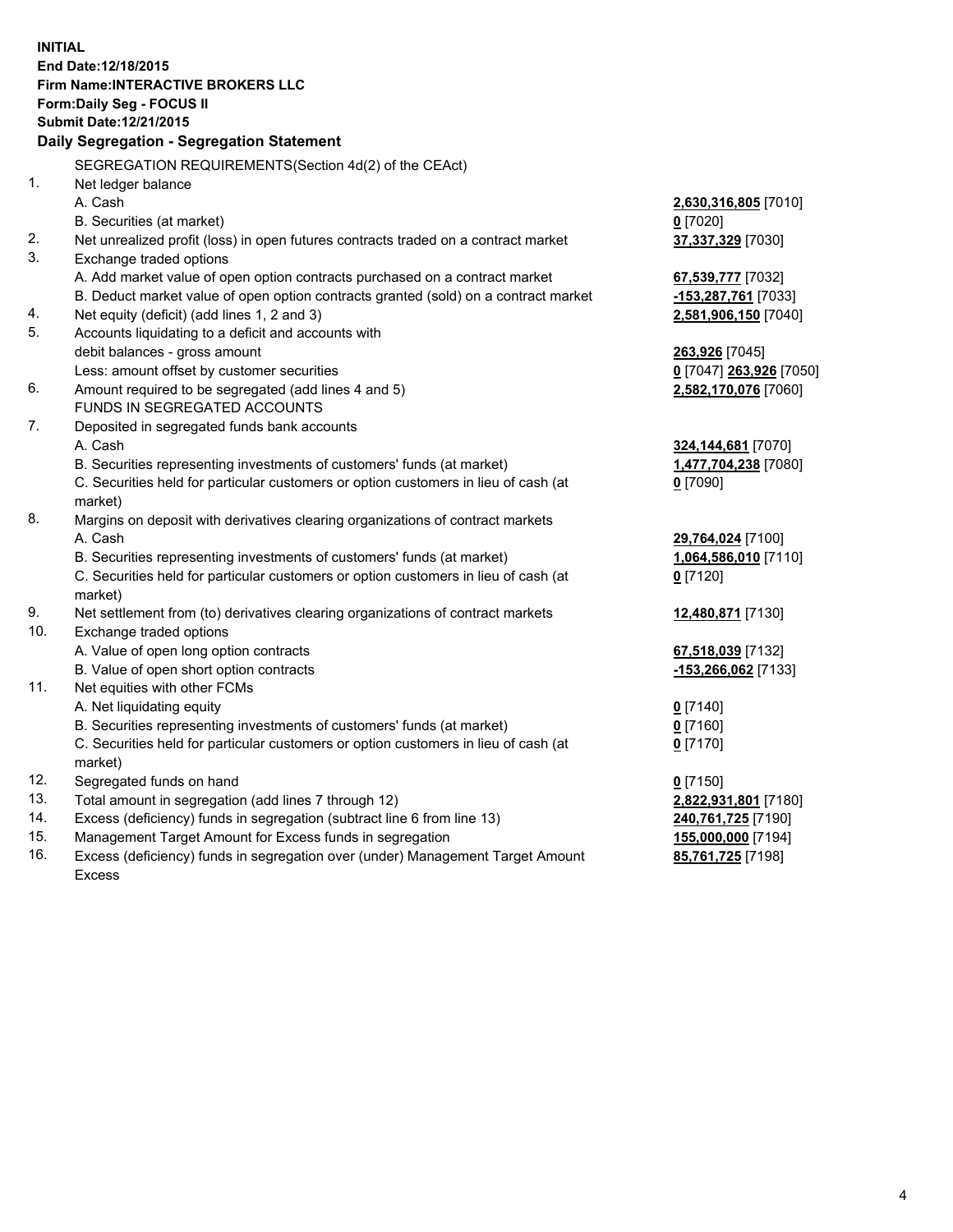**INITIAL**
**End Date:12/18/2015**
**Firm Name:INTERACTIVE BROKERS LLC**
**Form:Daily Seg - FOCUS II**
**Submit Date:12/21/2015**

## Daily Segregation - Segregation Statement

SEGREGATION REQUIREMENTS(Section 4d(2) of the CEAct)

| | | |
|---|---|---|
| 1. | Net ledger balance | |
| | A. Cash | 2,630,316,805 [7010] |
| | B. Securities (at market) | 0 [7020] |
| 2. | Net unrealized profit (loss) in open futures contracts traded on a contract market | 37,337,329 [7030] |
| 3. | Exchange traded options | |
| | A. Add market value of open option contracts purchased on a contract market | 67,539,777 [7032] |
| | B. Deduct market value of open option contracts granted (sold) on a contract market | -153,287,761 [7033] |
| 4. | Net equity (deficit) (add lines 1, 2 and 3) | 2,581,906,150 [7040] |
| 5. | Accounts liquidating to a deficit and accounts with | |
| | debit balances - gross amount | 263,926 [7045] |
| | Less: amount offset by customer securities | 0 [7047] 263,926 [7050] |
| 6. | Amount required to be segregated (add lines 4 and 5) | 2,582,170,076 [7060] |
| | FUNDS IN SEGREGATED ACCOUNTS | |
| 7. | Deposited in segregated funds bank accounts | |
| | A. Cash | 324,144,681 [7070] |
| | B. Securities representing investments of customers' funds (at market) | 1,477,704,238 [7080] |
| | C. Securities held for particular customers or option customers in lieu of cash (at market) | 0 [7090] |
| 8. | Margins on deposit with derivatives clearing organizations of contract markets | |
| | A. Cash | 29,764,024 [7100] |
| | B. Securities representing investments of customers' funds (at market) | 1,064,586,010 [7110] |
| | C. Securities held for particular customers or option customers in lieu of cash (at market) | 0 [7120] |
| 9. | Net settlement from (to) derivatives clearing organizations of contract markets | 12,480,871 [7130] |
| 10. | Exchange traded options | |
| | A. Value of open long option contracts | 67,518,039 [7132] |
| | B. Value of open short option contracts | -153,266,062 [7133] |
| 11. | Net equities with other FCMs | |
| | A. Net liquidating equity | 0 [7140] |
| | B. Securities representing investments of customers' funds (at market) | 0 [7160] |
| | C. Securities held for particular customers or option customers in lieu of cash (at market) | 0 [7170] |
| 12. | Segregated funds on hand | 0 [7150] |
| 13. | Total amount in segregation (add lines 7 through 12) | 2,822,931,801 [7180] |
| 14. | Excess (deficiency) funds in segregation (subtract line 6 from line 13) | 240,761,725 [7190] |
| 15. | Management Target Amount for Excess funds in segregation | 155,000,000 [7194] |
| 16. | Excess (deficiency) funds in segregation over (under) Management Target Amount Excess | 85,761,725 [7198] |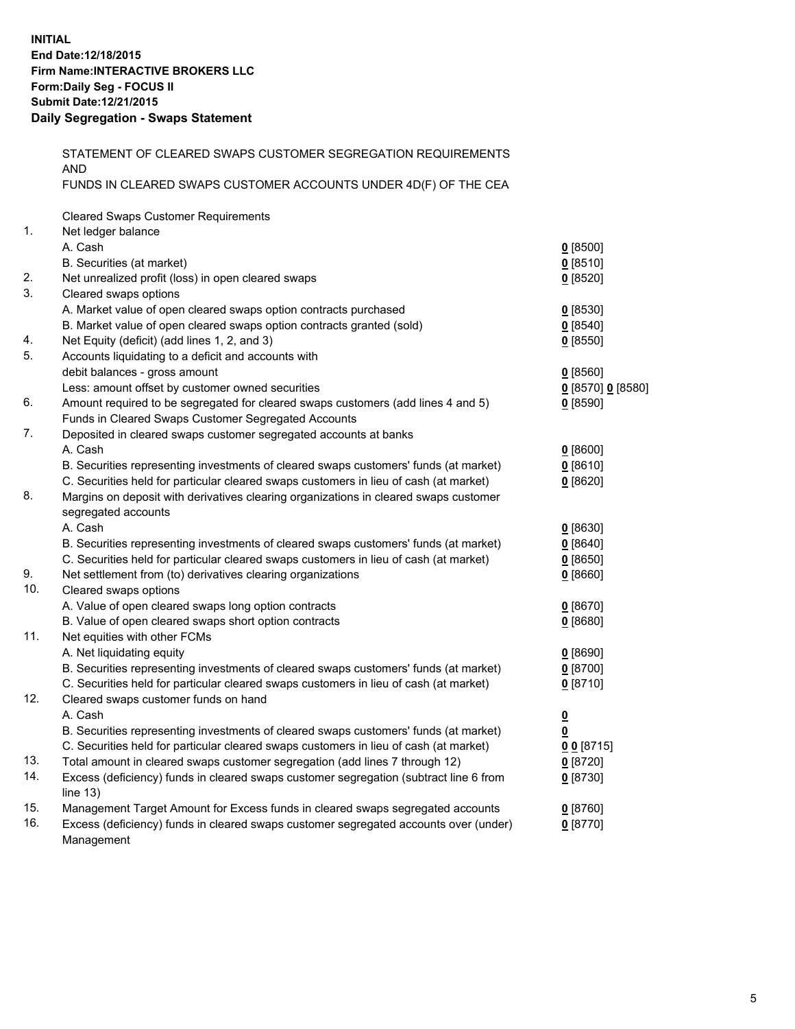**INITIAL**
**End Date:12/18/2015**
**Firm Name:INTERACTIVE BROKERS LLC**
**Form:Daily Seg - FOCUS II**
**Submit Date:12/21/2015**
**Daily Segregation - Swaps Statement**

STATEMENT OF CLEARED SWAPS CUSTOMER SEGREGATION REQUIREMENTS AND FUNDS IN CLEARED SWAPS CUSTOMER ACCOUNTS UNDER 4D(F) OF THE CEA

| | | |
|---|---|---|
| | Cleared Swaps Customer Requirements | |
| 1. | Net ledger balance | |
| | A. Cash | 0 [8500] |
| | B. Securities (at market) | 0 [8510] |
| 2. | Net unrealized profit (loss) in open cleared swaps | 0 [8520] |
| 3. | Cleared swaps options | |
| | A. Market value of open cleared swaps option contracts purchased | 0 [8530] |
| | B. Market value of open cleared swaps option contracts granted (sold) | 0 [8540] |
| 4. | Net Equity (deficit) (add lines 1, 2, and 3) | 0 [8550] |
| 5. | Accounts liquidating to a deficit and accounts with debit balances - gross amount | 0 [8560] |
| | Less: amount offset by customer owned securities | 0 [8570] 0 [8580] |
| 6. | Amount required to be segregated for cleared swaps customers (add lines 4 and 5) | 0 [8590] |
| | Funds in Cleared Swaps Customer Segregated Accounts | |
| 7. | Deposited in cleared swaps customer segregated accounts at banks | |
| | A. Cash | 0 [8600] |
| | B. Securities representing investments of cleared swaps customers' funds (at market) | 0 [8610] |
| | C. Securities held for particular cleared swaps customers in lieu of cash (at market) | 0 [8620] |
| 8. | Margins on deposit with derivatives clearing organizations in cleared swaps customer segregated accounts | |
| | A. Cash | 0 [8630] |
| | B. Securities representing investments of cleared swaps customers' funds (at market) | 0 [8640] |
| | C. Securities held for particular cleared swaps customers in lieu of cash (at market) | 0 [8650] |
| 9. | Net settlement from (to) derivatives clearing organizations | 0 [8660] |
| 10. | Cleared swaps options | |
| | A. Value of open cleared swaps long option contracts | 0 [8670] |
| | B. Value of open cleared swaps short option contracts | 0 [8680] |
| 11. | Net equities with other FCMs | |
| | A. Net liquidating equity | 0 [8690] |
| | B. Securities representing investments of cleared swaps customers' funds (at market) | 0 [8700] |
| | C. Securities held for particular cleared swaps customers in lieu of cash (at market) | 0 [8710] |
| 12. | Cleared swaps customer funds on hand | |
| | A. Cash | 0 |
| | B. Securities representing investments of cleared swaps customers' funds (at market) | 0 |
| | C. Securities held for particular cleared swaps customers in lieu of cash (at market) | 0 0 [8715] |
| 13. | Total amount in cleared swaps customer segregation (add lines 7 through 12) | 0 [8720] |
| 14. | Excess (deficiency) funds in cleared swaps customer segregation (subtract line 6 from line 13) | 0 [8730] |
| 15. | Management Target Amount for Excess funds in cleared swaps segregated accounts | 0 [8760] |
| 16. | Excess (deficiency) funds in cleared swaps customer segregated accounts over (under) Management | 0 [8770] |